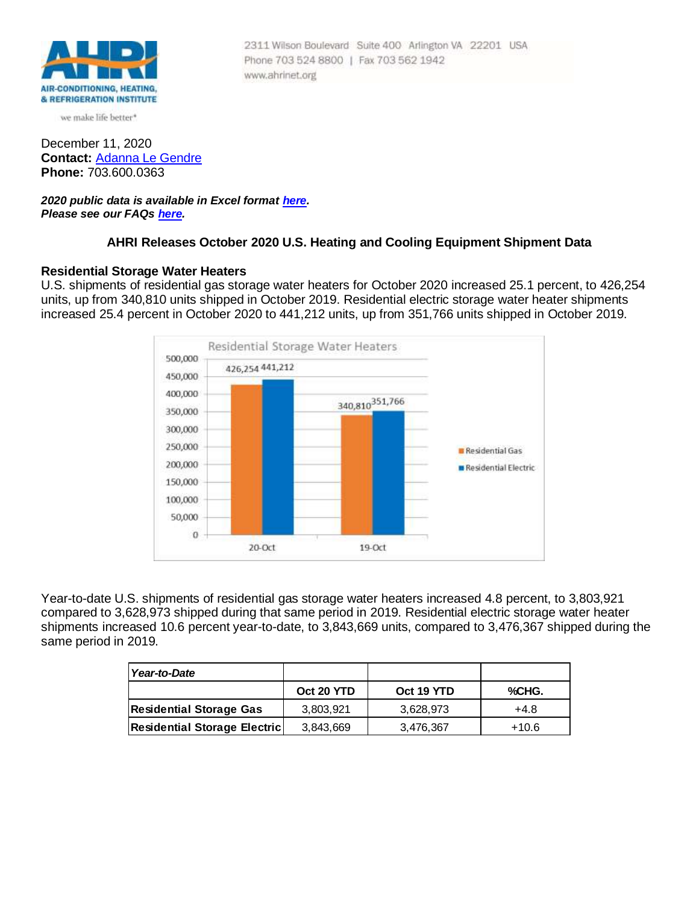AIR-CONDITIONING, HEATING, & REFRIGERATION INSTITUTE

we make life better®

2311 Wilson Boulevard Suite 400 Arlington VA 22201 USA
Phone 703 524 8800 | Fax 703 562 1942
www.ahrinet.org

December 11, 2020
**Contact:** Adanna Le Gendre
**Phone:** 703.600.0363

***2020 public data is available in Excel format here.***
***Please see our FAQs here.***

**AHRI Releases October 2020 U.S. Heating and Cooling Equipment Shipment Data**

**Residential Storage Water Heaters**

U.S. shipments of residential gas storage water heaters for October 2020 increased 25.1 percent, to 426,254 units, up from 340,810 units shipped in October 2019. Residential electric storage water heater shipments increased 25.4 percent in October 2020 to 441,212 units, up from 351,766 units shipped in October 2019.

Residential Storage Water Heaters

| | Residential Gas | Residential Electric |
|---|---|---|
| 20-Oct | 426,254 | 441,212 |
| 19-Oct | 340,810 | 351,766 |

Year-to-date U.S. shipments of residential gas storage water heaters increased 4.8 percent, to 3,803,921 compared to 3,628,973 shipped during that same period in 2019. Residential electric storage water heater shipments increased 10.6 percent year-to-date, to 3,843,669 units, compared to 3,476,367 shipped during the same period in 2019.

| *Year-to-Date* | | | |
|---|---|---|---|
| | **Oct 20 YTD** | **Oct 19 YTD** | **%CHG.** |
| **Residential Storage Gas** | 3,803,921 | 3,628,973 | +4.8 |
| **Residential Storage Electric** | 3,843,669 | 3,476,367 | +10.6 |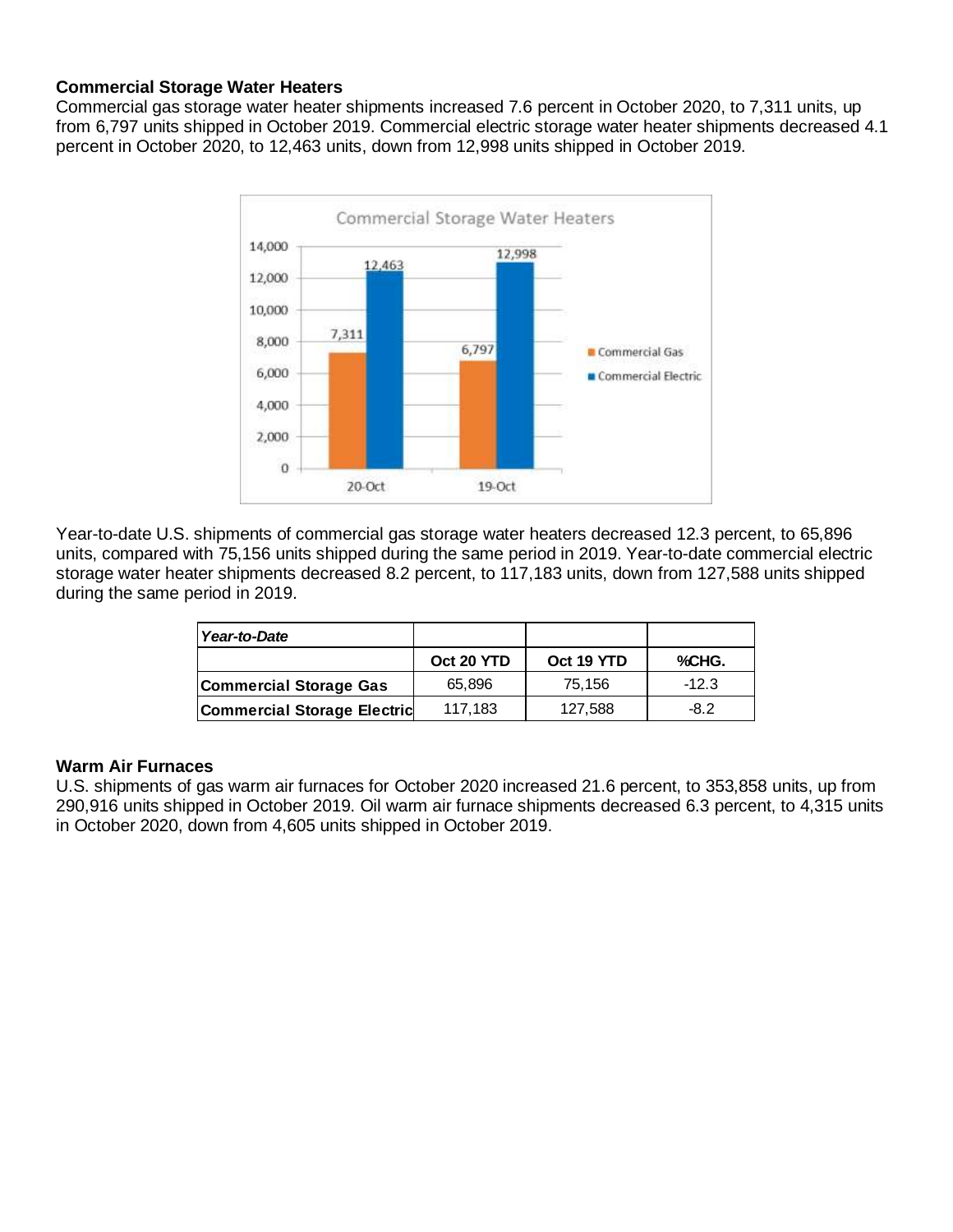**Commercial Storage Water Heaters**

Commercial gas storage water heater shipments increased 7.6 percent in October 2020, to 7,311 units, up from 6,797 units shipped in October 2019. Commercial electric storage water heater shipments decreased 4.1 percent in October 2020, to 12,463 units, down from 12,998 units shipped in October 2019.

Year-to-date U.S. shipments of commercial gas storage water heaters decreased 12.3 percent, to 65,896 units, compared with 75,156 units shipped during the same period in 2019. Year-to-date commercial electric storage water heater shipments decreased 8.2 percent, to 117,183 units, down from 127,588 units shipped during the same period in 2019.

| *Year-to-Date* | | | |
|---|---|---|---|
| | **Oct 20 YTD** | **Oct 19 YTD** | **%CHG.** |
| **Commercial Storage Gas** | 65,896 | 75,156 | -12.3 |
| **Commercial Storage Electric** | 117,183 | 127,588 | -8.2 |

**Warm Air Furnaces**

U.S. shipments of gas warm air furnaces for October 2020 increased 21.6 percent, to 353,858 units, up from 290,916 units shipped in October 2019. Oil warm air furnace shipments decreased 6.3 percent, to 4,315 units in October 2020, down from 4,605 units shipped in October 2019.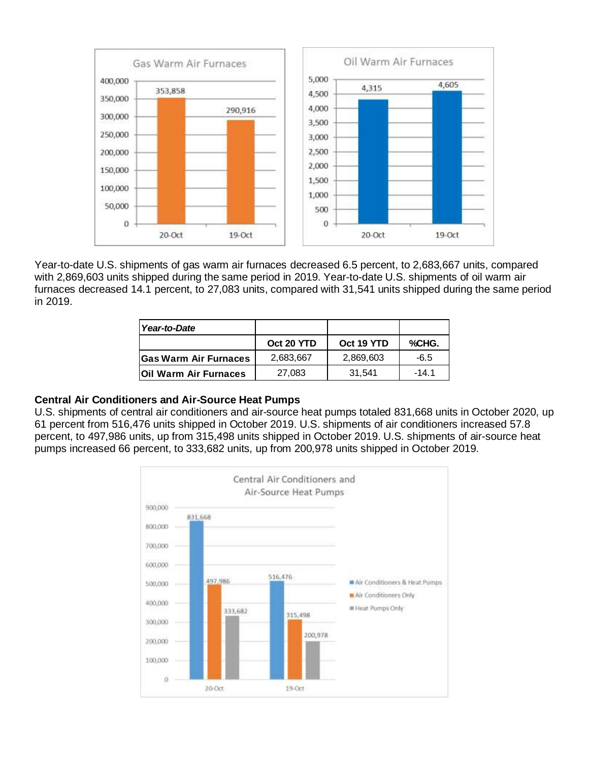Year-to-date U.S. shipments of gas warm air furnaces decreased 6.5 percent, to 2,683,667 units, compared with 2,869,603 units shipped during the same period in 2019. Year-to-date U.S. shipments of oil warm air furnaces decreased 14.1 percent, to 27,083 units, compared with 31,541 units shipped during the same period in 2019.

| *Year-to-Date* | | | |
|---|---|---|---|
| | **Oct 20 YTD** | **Oct 19 YTD** | **%CHG.** |
| **Gas Warm Air Furnaces** | 2,683,667 | 2,869,603 | -6.5 |
| **Oil Warm Air Furnaces** | 27,083 | 31,541 | -14.1 |

**Central Air Conditioners and Air-Source Heat Pumps**

U.S. shipments of central air conditioners and air-source heat pumps totaled 831,668 units in October 2020, up 61 percent from 516,476 units shipped in October 2019. U.S. shipments of air conditioners increased 57.8 percent, to 497,986 units, up from 315,498 units shipped in October 2019. U.S. shipments of air-source heat pumps increased 66 percent, to 333,682 units, up from 200,978 units shipped in October 2019.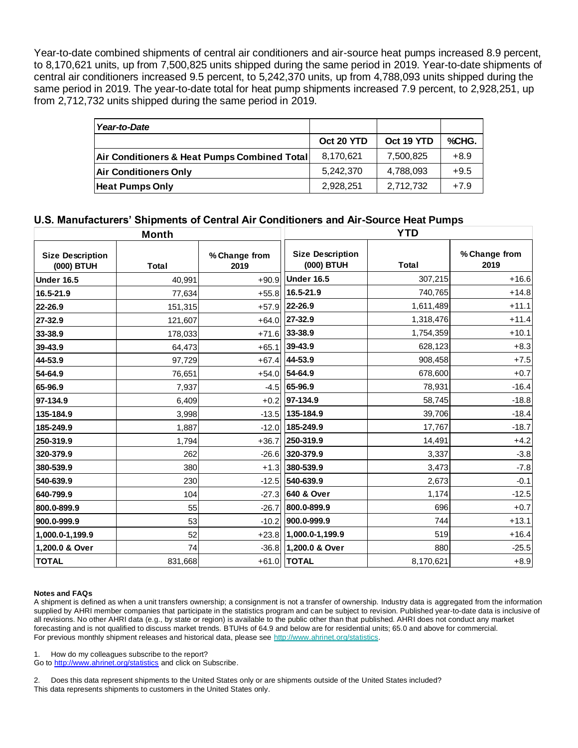Year-to-date combined shipments of central air conditioners and air-source heat pumps increased 8.9 percent, to 8,170,621 units, up from 7,500,825 units shipped during the same period in 2019. Year-to-date shipments of central air conditioners increased 9.5 percent, to 5,242,370 units, up from 4,788,093 units shipped during the same period in 2019. The year-to-date total for heat pump shipments increased 7.9 percent, to 2,928,251, up from 2,712,732 units shipped during the same period in 2019.

| *Year-to-Date* | | | |
|---|---|---|---|
| | Oct 20 YTD | Oct 19 YTD | %CHG. |
| **Air Conditioners & Heat Pumps Combined Total** | 8,170,621 | 7,500,825 | +8.9 |
| **Air Conditioners Only** | 5,242,370 | 4,788,093 | +9.5 |
| **Heat Pumps Only** | 2,928,251 | 2,712,732 | +7.9 |

## U.S. Manufacturers' Shipments of Central Air Conditioners and Air-Source Heat Pumps

| Month | | | YTD | | |
|---|---|---|---|---|---|
| **Size Description (000) BTUH** | **Total** | **% Change from 2019** | **Size Description (000) BTUH** | **Total** | **% Change from 2019** |
| **Under 16.5** | 40,991 | +90.9 | **Under 16.5** | 307,215 | +16.6 |
| **16.5-21.9** | 77,634 | +55.8 | **16.5-21.9** | 740,765 | +14.8 |
| **22-26.9** | 151,315 | +57.9 | **22-26.9** | 1,611,489 | +11.1 |
| **27-32.9** | 121,607 | +64.0 | **27-32.9** | 1,318,476 | +11.4 |
| **33-38.9** | 178,033 | +71.6 | **33-38.9** | 1,754,359 | +10.1 |
| **39-43.9** | 64,473 | +65.1 | **39-43.9** | 628,123 | +8.3 |
| **44-53.9** | 97,729 | +67.4 | **44-53.9** | 908,458 | +7.5 |
| **54-64.9** | 76,651 | +54.0 | **54-64.9** | 678,600 | +0.7 |
| **65-96.9** | 7,937 | -4.5 | **65-96.9** | 78,931 | -16.4 |
| **97-134.9** | 6,409 | +0.2 | **97-134.9** | 58,745 | -18.8 |
| **135-184.9** | 3,998 | -13.5 | **135-184.9** | 39,706 | -18.4 |
| **185-249.9** | 1,887 | -12.0 | **185-249.9** | 17,767 | -18.7 |
| **250-319.9** | 1,794 | +36.7 | **250-319.9** | 14,491 | +4.2 |
| **320-379.9** | 262 | -26.6 | **320-379.9** | 3,337 | -3.8 |
| **380-539.9** | 380 | +1.3 | **380-539.9** | 3,473 | -7.8 |
| **540-639.9** | 230 | -12.5 | **540-639.9** | 2,673 | -0.1 |
| **640-799.9** | 104 | -27.3 | **640 & Over** | 1,174 | -12.5 |
| **800.0-899.9** | 55 | -26.7 | **800.0-899.9** | 696 | +0.7 |
| **900.0-999.9** | 53 | -10.2 | **900.0-999.9** | 744 | +13.1 |
| **1,000.0-1,199.9** | 52 | +23.8 | **1,000.0-1,199.9** | 519 | +16.4 |
| **1,200.0 & Over** | 74 | -36.8 | **1,200.0 & Over** | 880 | -25.5 |
| **TOTAL** | 831,668 | +61.0 | **TOTAL** | 8,170,621 | +8.9 |

**Notes and FAQs**

A shipment is defined as when a unit transfers ownership; a consignment is not a transfer of ownership. Industry data is aggregated from the information supplied by AHRI member companies that participate in the statistics program and can be subject to revision. Published year-to-date data is inclusive of all revisions. No other AHRI data (e.g., by state or region) is available to the public other than that published. AHRI does not conduct any market forecasting and is not qualified to discuss market trends. BTUHs of 64.9 and below are for residential units; 65.0 and above for commercial. For previous monthly shipment releases and historical data, please see http://www.ahrinet.org/statistics.

1. How do my colleagues subscribe to the report?
Go to http://www.ahrinet.org/statistics and click on Subscribe.

2. Does this data represent shipments to the United States only or are shipments outside of the United States included?
This data represents shipments to customers in the United States only.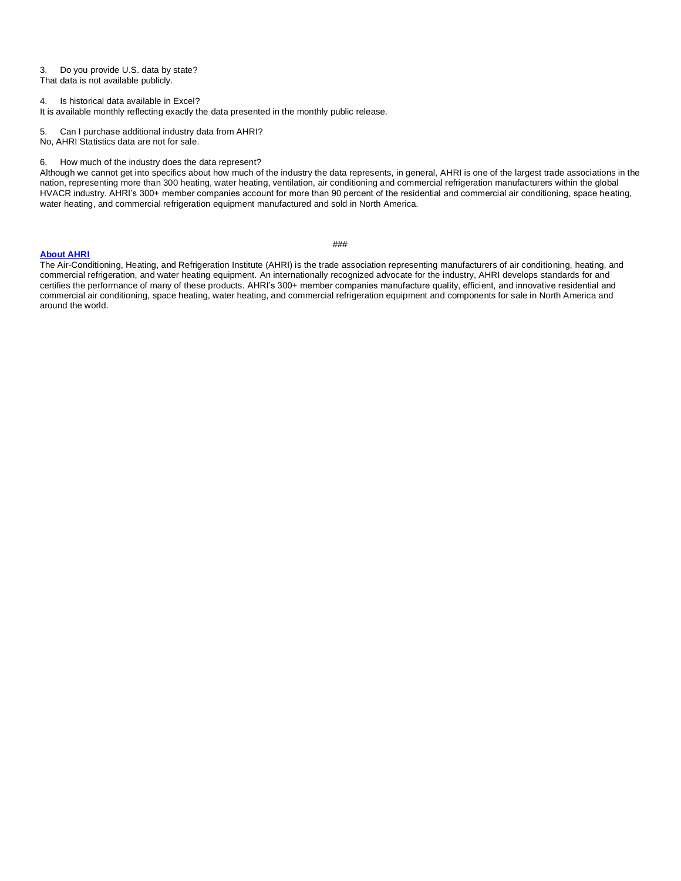3. Do you provide U.S. data by state?
That data is not available publicly.

4. Is historical data available in Excel?
It is available monthly reflecting exactly the data presented in the monthly public release.

5. Can I purchase additional industry data from AHRI?
No, AHRI Statistics data are not for sale.

6. How much of the industry does the data represent?
Although we cannot get into specifics about how much of the industry the data represents, in general, AHRI is one of the largest trade associations in the nation, representing more than 300 heating, water heating, ventilation, air conditioning and commercial refrigeration manufacturers within the global HVACR industry. AHRI's 300+ member companies account for more than 90 percent of the residential and commercial air conditioning, space heating, water heating, and commercial refrigeration equipment manufactured and sold in North America.

###

**About AHRI**

The Air-Conditioning, Heating, and Refrigeration Institute (AHRI) is the trade association representing manufacturers of air conditioning, heating, and commercial refrigeration, and water heating equipment. An internationally recognized advocate for the industry, AHRI develops standards for and certifies the performance of many of these products. AHRI's 300+ member companies manufacture quality, efficient, and innovative residential and commercial air conditioning, space heating, water heating, and commercial refrigeration equipment and components for sale in North America and around the world.